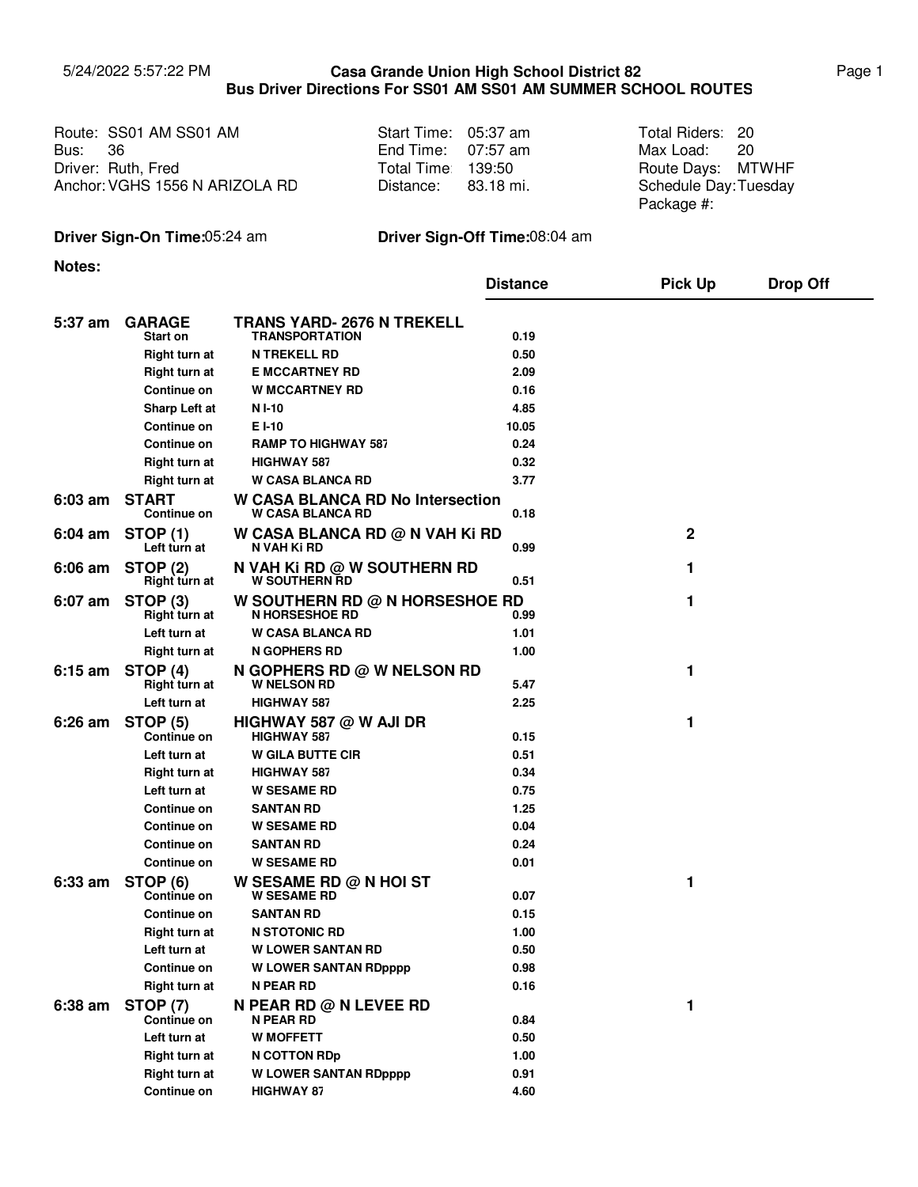5/24/2022 5:57:22 PM

# Casa Grande Union High School District 82
## Bus Driver Directions For SS01 AM SS01 AM SUMMER SCHOOL ROUTES

| | | | | | |
|---|---|---|---|---|---|
| Route: | SS01 AM SS01 AM | Start Time: | 05:37 am | Total Riders: | 20 |
| Bus: | 36 | End Time: | 07:57 am | Max Load: | 20 |
| Driver: | Ruth, Fred | Total Time: | 139:50 | Route Days: | MTWHF |
| Anchor: | VGHS 1556 N ARIZOLA RD | Distance: | 83.18 mi. | Schedule Day: | Tuesday |
| | | | | Package #: | |

**Driver Sign-On Time:** 05:24 am **Driver Sign-Off Time:** 08:04 am

**Notes:**

| Time | | | Distance | Pick Up | Drop Off |
|---|---|---|---|---|---|
| **5:37 am** | **GARAGE** | **TRANS YARD- 2676 N TREKELL** | | | |
| | **Start on** | **TRANSPORTATION** | 0.19 | | |
| | **Right turn at** | **N TREKELL RD** | 0.50 | | |
| | **Right turn at** | **E MCCARTNEY RD** | 2.09 | | |
| | **Continue on** | **W MCCARTNEY RD** | 0.16 | | |
| | **Sharp Left at** | **N I-10** | 4.85 | | |
| | **Continue on** | **E I-10** | 10.05 | | |
| | **Continue on** | **RAMP TO HIGHWAY 587** | 0.24 | | |
| | **Right turn at** | **HIGHWAY 587** | 0.32 | | |
| | **Right turn at** | **W CASA BLANCA RD** | 3.77 | | |
| **6:03 am** | **START** | **W CASA BLANCA RD No Intersection** | | | |
| | **Continue on** | **W CASA BLANCA RD** | 0.18 | | |
| **6:04 am** | **STOP (1)** | **W CASA BLANCA RD @ N VAH Ki RD** | | 2 | |
| | **Left turn at** | **N VAH Ki RD** | 0.99 | | |
| **6:06 am** | **STOP (2)** | **N VAH Ki RD @ W SOUTHERN RD** | | 1 | |
| | **Right turn at** | **W SOUTHERN RD** | 0.51 | | |
| **6:07 am** | **STOP (3)** | **W SOUTHERN RD @ N HORSESHOE RD** | | 1 | |
| | **Right turn at** | **N HORSESHOE RD** | 0.99 | | |
| | **Left turn at** | **W CASA BLANCA RD** | 1.01 | | |
| | **Right turn at** | **N GOPHERS RD** | 1.00 | | |
| **6:15 am** | **STOP (4)** | **N GOPHERS RD @ W NELSON RD** | | 1 | |
| | **Right turn at** | **W NELSON RD** | 5.47 | | |
| | **Left turn at** | **HIGHWAY 587** | 2.25 | | |
| **6:26 am** | **STOP (5)** | **HIGHWAY 587 @ W AJI DR** | | 1 | |
| | **Continue on** | **HIGHWAY 587** | 0.15 | | |
| | **Left turn at** | **W GILA BUTTE CIR** | 0.51 | | |
| | **Right turn at** | **HIGHWAY 587** | 0.34 | | |
| | **Left turn at** | **W SESAME RD** | 0.75 | | |
| | **Continue on** | **SANTAN RD** | 1.25 | | |
| | **Continue on** | **W SESAME RD** | 0.04 | | |
| | **Continue on** | **SANTAN RD** | 0.24 | | |
| | **Continue on** | **W SESAME RD** | 0.01 | | |
| **6:33 am** | **STOP (6)** | **W SESAME RD @ N HOI ST** | | 1 | |
| | **Continue on** | **W SESAME RD** | 0.07 | | |
| | **Continue on** | **SANTAN RD** | 0.15 | | |
| | **Right turn at** | **N STOTONIC RD** | 1.00 | | |
| | **Left turn at** | **W LOWER SANTAN RD** | 0.50 | | |
| | **Continue on** | **W LOWER SANTAN RDpppp** | 0.98 | | |
| | **Right turn at** | **N PEAR RD** | 0.16 | | |
| **6:38 am** | **STOP (7)** | **N PEAR RD @ N LEVEE RD** | | 1 | |
| | **Continue on** | **N PEAR RD** | 0.84 | | |
| | **Left turn at** | **W MOFFETT** | 0.50 | | |
| | **Right turn at** | **N COTTON RDp** | 1.00 | | |
| | **Right turn at** | **W LOWER SANTAN RDpppp** | 0.91 | | |
| | **Continue on** | **HIGHWAY 87** | 4.60 | | |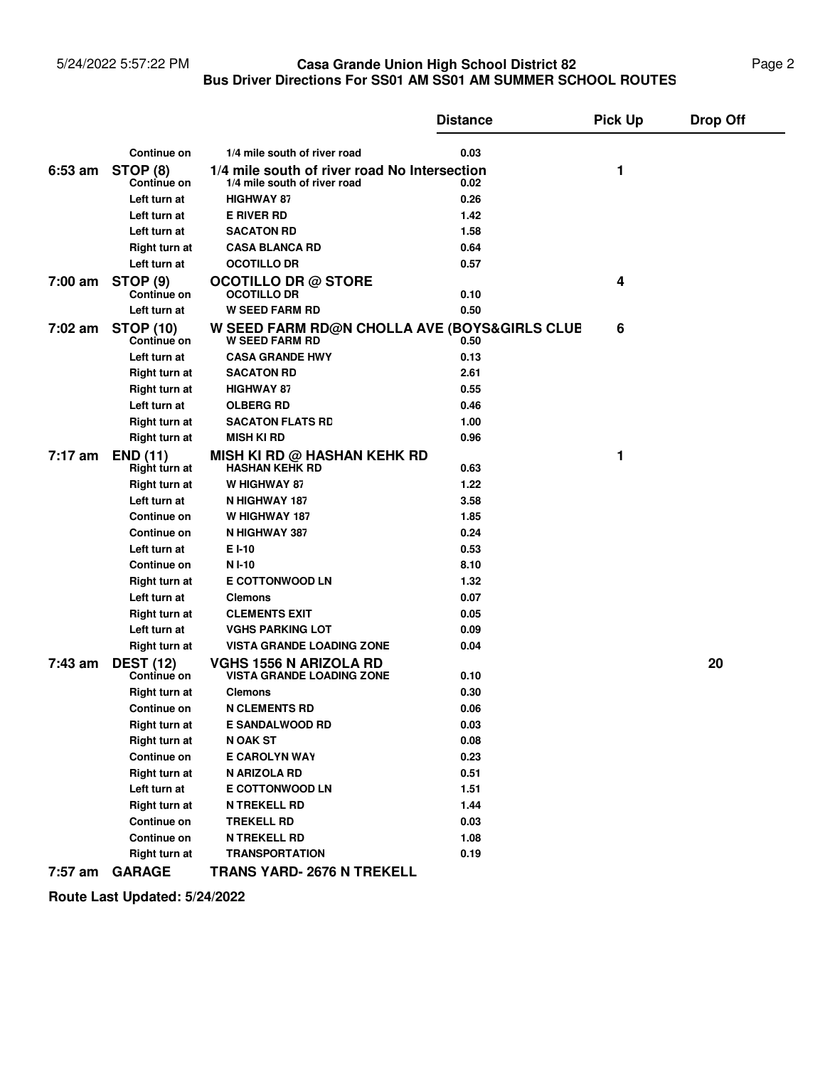## Casa Grande Union High School District 82
## Bus Driver Directions For SS01 AM SS01 AM SUMMER SCHOOL ROUTES

| | | | Distance | Pick Up | Drop Off |
|---|---|---|---|---|---|
| | Continue on | 1/4 mile south of river road | 0.03 | | |
| 6:53 am | STOP (8) | 1/4 mile south of river road No Intersection | | 1 | |
| | Continue on | 1/4 mile south of river road | 0.02 | | |
| | Left turn at | HIGHWAY 87 | 0.26 | | |
| | Left turn at | E RIVER RD | 1.42 | | |
| | Left turn at | SACATON RD | 1.58 | | |
| | Right turn at | CASA BLANCA RD | 0.64 | | |
| | Left turn at | OCOTILLO DR | 0.57 | | |
| 7:00 am | STOP (9) | OCOTILLO DR @ STORE | | 4 | |
| | Continue on | OCOTILLO DR | 0.10 | | |
| | Left turn at | W SEED FARM RD | 0.50 | | |
| 7:02 am | STOP (10) | W SEED FARM RD@N CHOLLA AVE (BOYS&GIRLS CLUB | | 6 | |
| | Continue on | W SEED FARM RD | 0.50 | | |
| | Left turn at | CASA GRANDE HWY | 0.13 | | |
| | Right turn at | SACATON RD | 2.61 | | |
| | Right turn at | HIGHWAY 87 | 0.55 | | |
| | Left turn at | OLBERG RD | 0.46 | | |
| | Right turn at | SACATON FLATS RD | 1.00 | | |
| | Right turn at | MISH KI RD | 0.96 | | |
| 7:17 am | END (11) | MISH KI RD @ HASHAN KEHK RD | | 1 | |
| | Right turn at | HASHAN KEHK RD | 0.63 | | |
| | Right turn at | W HIGHWAY 87 | 1.22 | | |
| | Left turn at | N HIGHWAY 187 | 3.58 | | |
| | Continue on | W HIGHWAY 187 | 1.85 | | |
| | Continue on | N HIGHWAY 387 | 0.24 | | |
| | Left turn at | E I-10 | 0.53 | | |
| | Continue on | N I-10 | 8.10 | | |
| | Right turn at | E COTTONWOOD LN | 1.32 | | |
| | Left turn at | Clemons | 0.07 | | |
| | Right turn at | CLEMENTS EXIT | 0.05 | | |
| | Left turn at | VGHS PARKING LOT | 0.09 | | |
| | Right turn at | VISTA GRANDE LOADING ZONE | 0.04 | | |
| 7:43 am | DEST (12) | VGHS 1556 N ARIZOLA RD | | | 20 |
| | Continue on | VISTA GRANDE LOADING ZONE | 0.10 | | |
| | Right turn at | Clemons | 0.30 | | |
| | Continue on | N CLEMENTS RD | 0.06 | | |
| | Right turn at | E SANDALWOOD RD | 0.03 | | |
| | Right turn at | N OAK ST | 0.08 | | |
| | Continue on | E CAROLYN WAY | 0.23 | | |
| | Right turn at | N ARIZOLA RD | 0.51 | | |
| | Left turn at | E COTTONWOOD LN | 1.51 | | |
| | Right turn at | N TREKELL RD | 1.44 | | |
| | Continue on | TREKELL RD | 0.03 | | |
| | Continue on | N TREKELL RD | 1.08 | | |
| | Right turn at | TRANSPORTATION | 0.19 | | |
| 7:57 am | GARAGE | TRANS YARD- 2676 N TREKELL | | | |

**Route Last Updated: 5/24/2022**